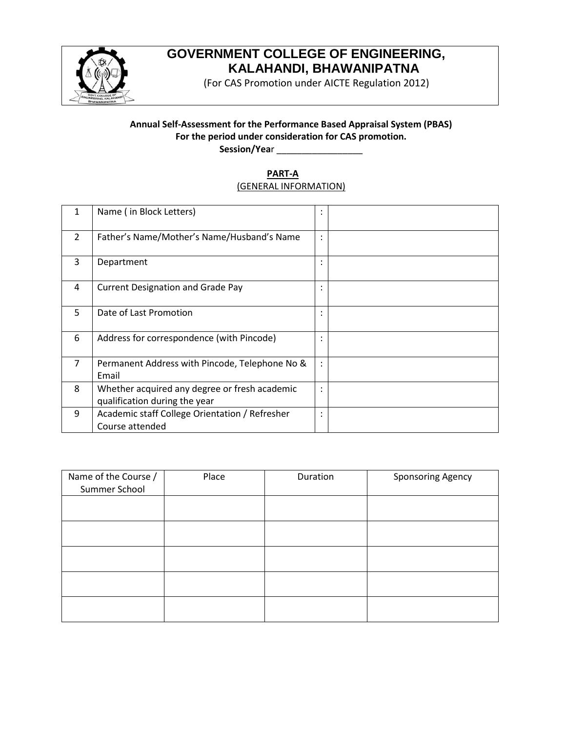# GOVERNMENT COLLEGE OF ENGINEERING, KALAHANDI, BHAWANIPATNA

(For CAS Promotion under AICTE Regulation 2012)

**Annual Self-Assessment for the Performance Based Appraisal System (PBAS)**
**For the period under consideration for CAS promotion.**
**Session/Year** _________________

## PART-A
(GENERAL INFORMATION)

| | | | |
|---|---|---|---|
| 1 | Name ( in Block Letters) | : | |
| 2 | Father's Name/Mother's Name/Husband's Name | : | |
| 3 | Department | : | |
| 4 | Current Designation and Grade Pay | : | |
| 5 | Date of Last Promotion | : | |
| 6 | Address for correspondence (with Pincode) | : | |
| 7 | Permanent Address with Pincode, Telephone No & Email | : | |
| 8 | Whether acquired any degree or fresh academic qualification during the year | : | |
| 9 | Academic staff College Orientation / Refresher Course attended | : | |

| Name of the Course / Summer School | Place | Duration | Sponsoring Agency |
|---|---|---|---|
| | | | |
| | | | |
| | | | |
| | | | |
| | | | |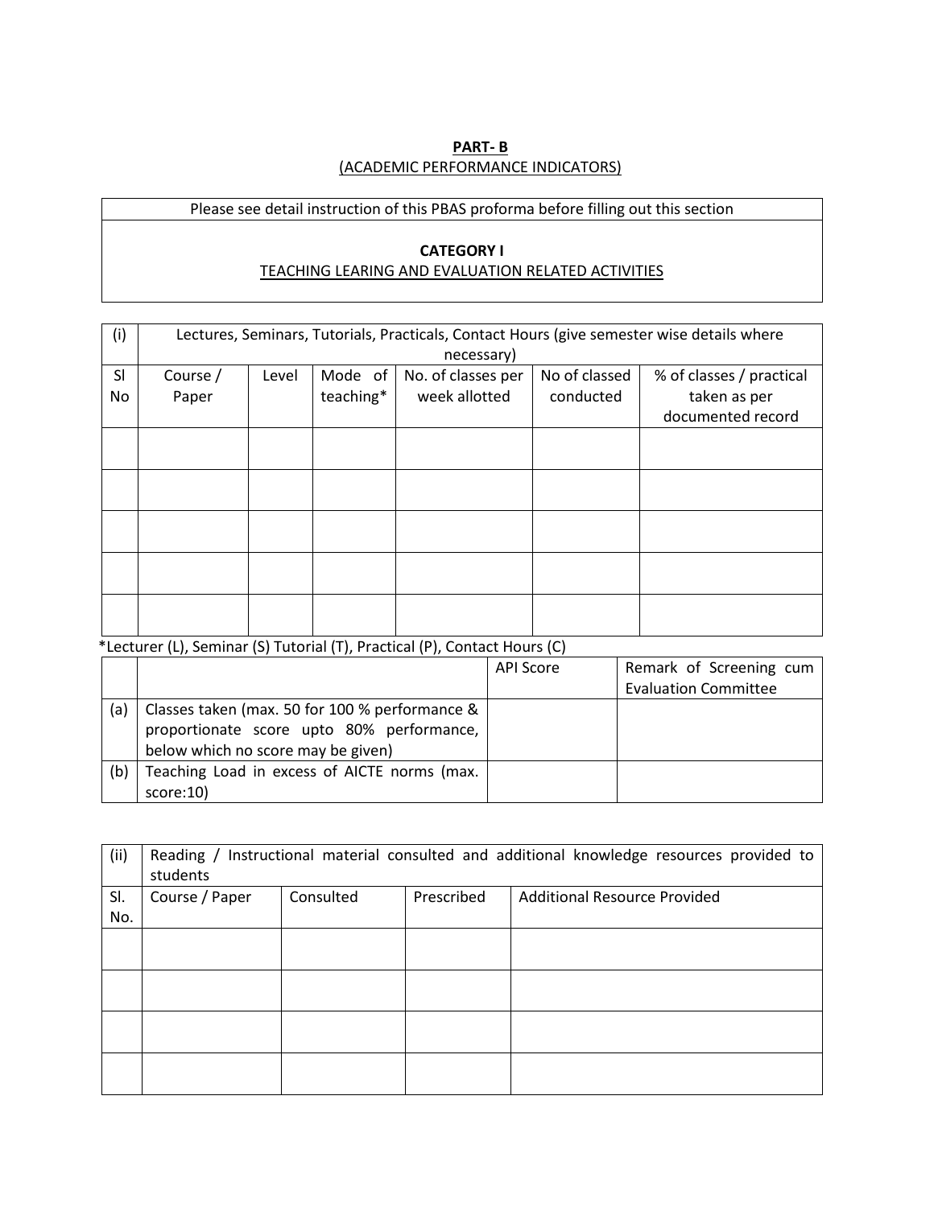**PART- B**

(ACADEMIC PERFORMANCE INDICATORS)

| Please see detail instruction of this PBAS proforma before filling out this section |
|---|
| **CATEGORY I**<br>TEACHING LEARING AND EVALUATION RELATED ACTIVITIES |

| (i) | Lectures, Seminars, Tutorials, Practicals, Contact Hours (give semester wise details where necessary) | | | | | |
|---|---|---|---|---|---|---|
| Sl No | Course / Paper | Level | Mode of teaching* | No. of classes per week allotted | No of classed conducted | % of classes / practical taken as per documented record |
| | | | | | | |
| | | | | | | |
| | | | | | | |
| | | | | | | |
| | | | | | | |

*Lecturer (L), Seminar (S) Tutorial (T), Practical (P), Contact Hours (C)

| | | API Score | Remark of Screening cum Evaluation Committee |
|---|---|---|---|
| (a) | Classes taken (max. 50 for 100 % performance & proportionate score upto 80% performance, below which no score may be given) | | |
| (b) | Teaching Load in excess of AICTE norms (max. score:10) | | |

| (ii) | Reading / Instructional material consulted and additional knowledge resources provided to students | | | |
|---|---|---|---|---|
| Sl. No. | Course / Paper | Consulted | Prescribed | Additional Resource Provided |
| | | | | |
| | | | | |
| | | | | |
| | | | | |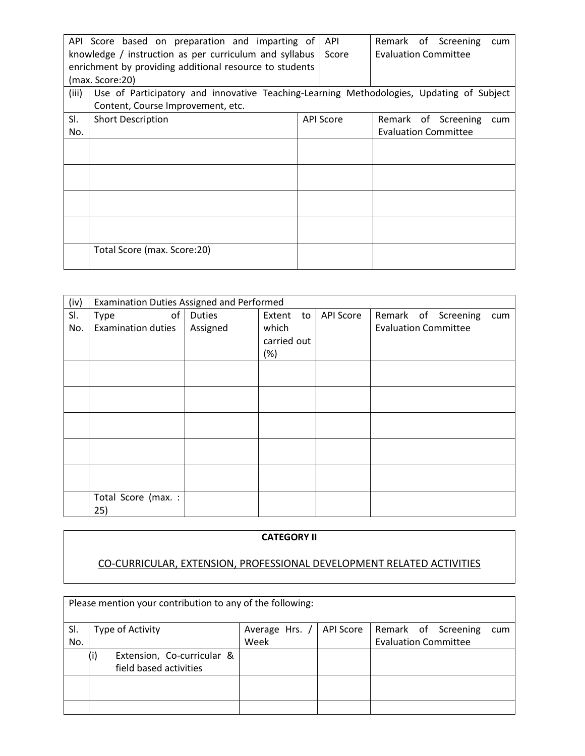| API Score based on preparation and imparting of knowledge / instruction as per curriculum and syllabus enrichment by providing additional resource to students (max. Score:20) | API Score | Remark of Screening cum Evaluation Committee |
|---|---|---|

| (iii) | Use of Participatory and innovative Teaching-Learning Methodologies, Updating of Subject Content, Course Improvement, etc. | | |
|---|---|---|---|
| Sl. No. | Short Description | API Score | Remark of Screening cum Evaluation Committee |
| | | | |
| | | | |
| | | | |
| | | | |
| | Total Score (max. Score:20) | | |

| (iv) | Examination Duties Assigned and Performed | | | | |
|---|---|---|---|---|---|
| Sl. No. | Type of Examination duties | Duties Assigned | Extent to which carried out (%) | API Score | Remark of Screening cum Evaluation Committee |
| | | | | | |
| | | | | | |
| | | | | | |
| | | | | | |
| | | | | | |
| | Total Score (max. : 25) | | | | |

**CATEGORY II**

CO-CURRICULAR, EXTENSION, PROFESSIONAL DEVELOPMENT RELATED ACTIVITIES

Please mention your contribution to any of the following:

| Sl. No. | Type of Activity | Average Hrs. / Week | API Score | Remark of Screening cum Evaluation Committee |
|---|---|---|---|---|
| | (i) Extension, Co-curricular & field based activities | | | |
| | | | | |
| | | | | |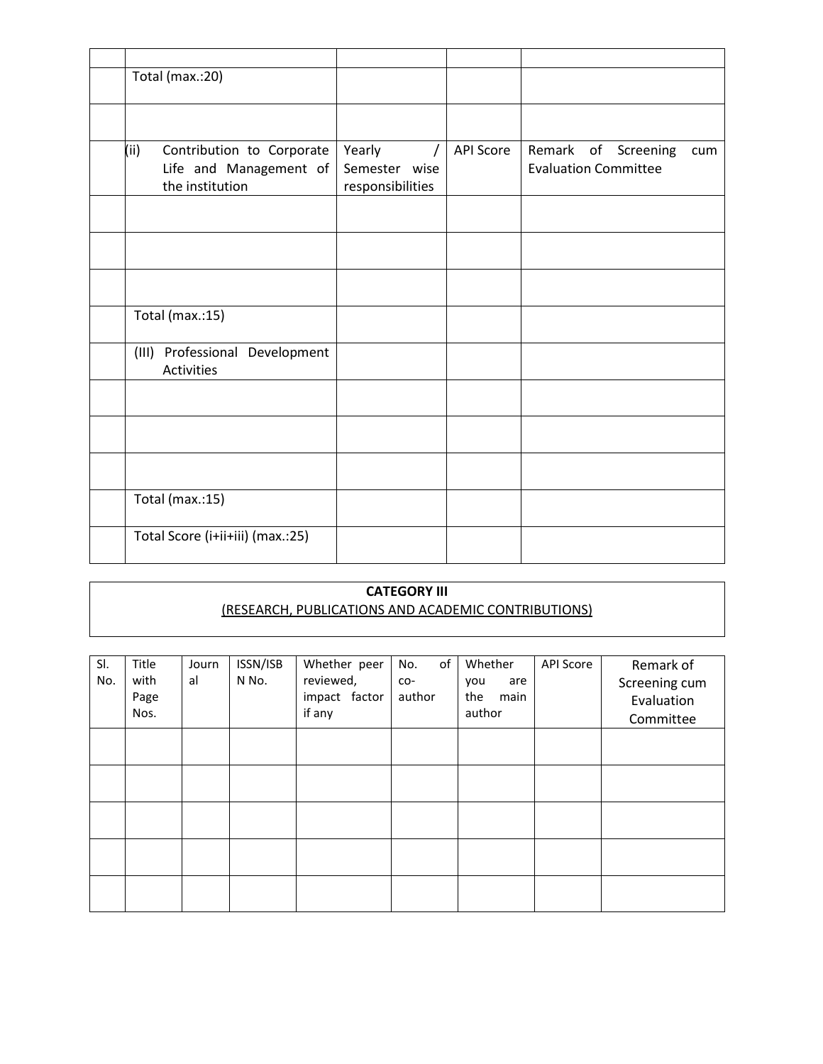| | | | | |
|---|---|---|---|---|
| | | | | |
| | Total (max.:20) | | | |
| | | | | |
| | (ii) Contribution to Corporate Life and Management of the institution | Yearly / Semester wise responsibilities | API Score | Remark of Screening cum Evaluation Committee |
| | | | | |
| | | | | |
| | | | | |
| | Total (max.:15) | | | |
| | (III) Professional Development Activities | | | |
| | | | | |
| | | | | |
| | | | | |
| | Total (max.:15) | | | |
| | Total Score (i+ii+iii) (max.:25) | | | |

**CATEGORY III**
(RESEARCH, PUBLICATIONS AND ACADEMIC CONTRIBUTIONS)

| Sl. No. | Title with Page Nos. | Journal | ISSN/ISBN No. | Whether peer reviewed, impact factor if any | No. of co-author | Whether you are the main author | API Score | Remark of Screening cum Evaluation Committee |
|---|---|---|---|---|---|---|---|---|
| | | | | | | | | |
| | | | | | | | | |
| | | | | | | | | |
| | | | | | | | | |
| | | | | | | | | |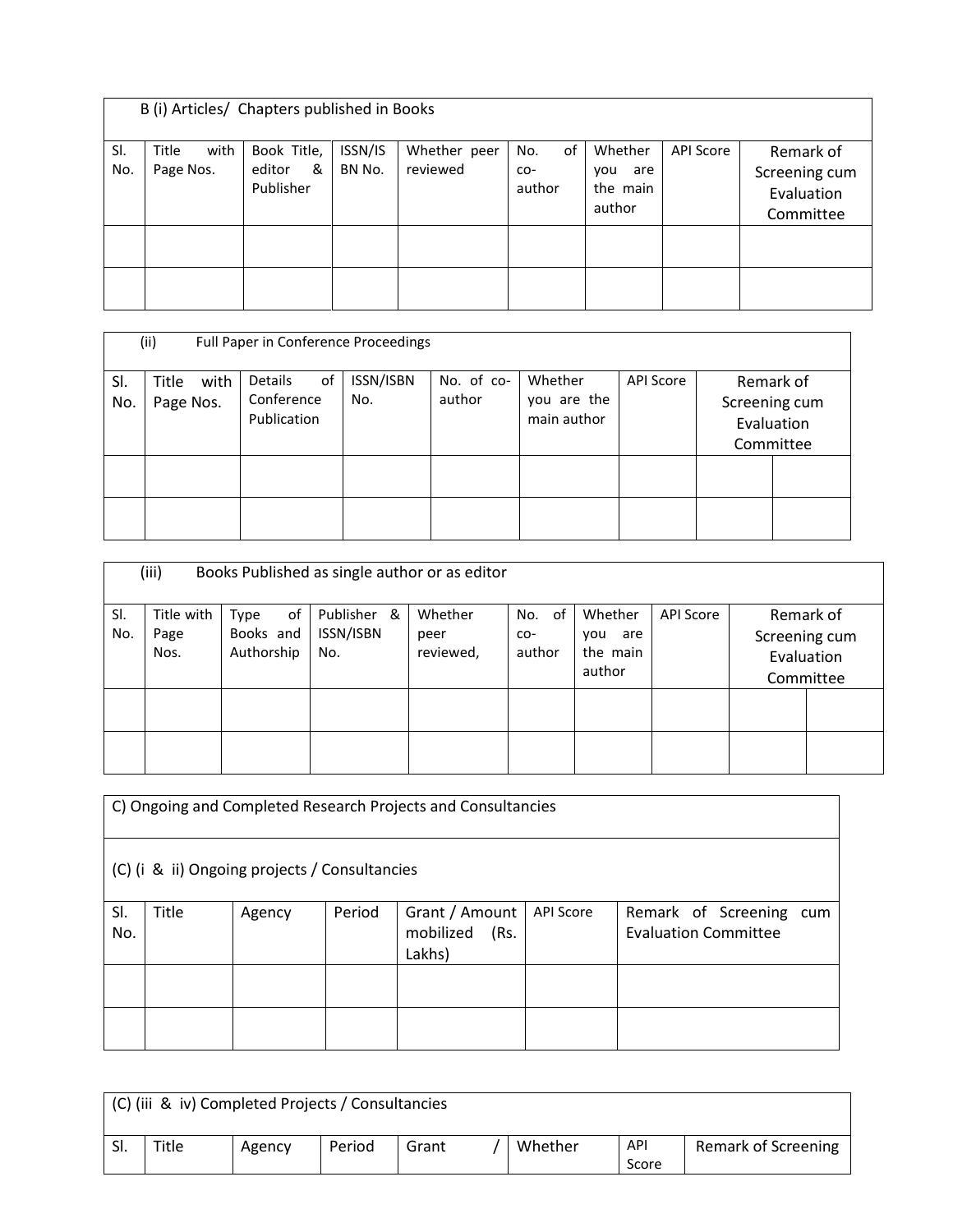B (i) Articles/ Chapters published in Books

| Sl. No. | Title with Page Nos. | Book Title, editor & Publisher | ISSN/ISBN No. | Whether peer reviewed | No. of co-author | Whether you are the main author | API Score | Remark of Screening cum Evaluation Committee |
|---|---|---|---|---|---|---|---|---|
| | | | | | | | | |
| | | | | | | | | |

(ii) Full Paper in Conference Proceedings

| Sl. No. | Title with Page Nos. | Details of Conference Publication | ISSN/ISBN No. | No. of co-author | Whether you are the main author | API Score | Remark of Screening cum Evaluation Committee | |
|---|---|---|---|---|---|---|---|---|
| | | | | | | | | |
| | | | | | | | | |

(iii) Books Published as single author or as editor

| Sl. No. | Title with Page Nos. | Type of Books and Authorship | Publisher & ISSN/ISBN No. | Whether peer reviewed, | No. of co-author | Whether you are the main author | API Score | Remark of Screening cum Evaluation Committee | |
|---|---|---|---|---|---|---|---|---|---|
| | | | | | | | | | |
| | | | | | | | | | |

C) Ongoing and Completed Research Projects and Consultancies

(C) (i & ii) Ongoing projects / Consultancies

| Sl. No. | Title | Agency | Period | Grant / Amount mobilized (Rs. Lakhs) | API Score | Remark of Screening cum Evaluation Committee |
|---|---|---|---|---|---|---|
| | | | | | | |
| | | | | | | |

(C) (iii & iv) Completed Projects / Consultancies

| Sl. | Title | Agency | Period | Grant / | Whether | API Score | Remark of Screening |
|---|---|---|---|---|---|---|---|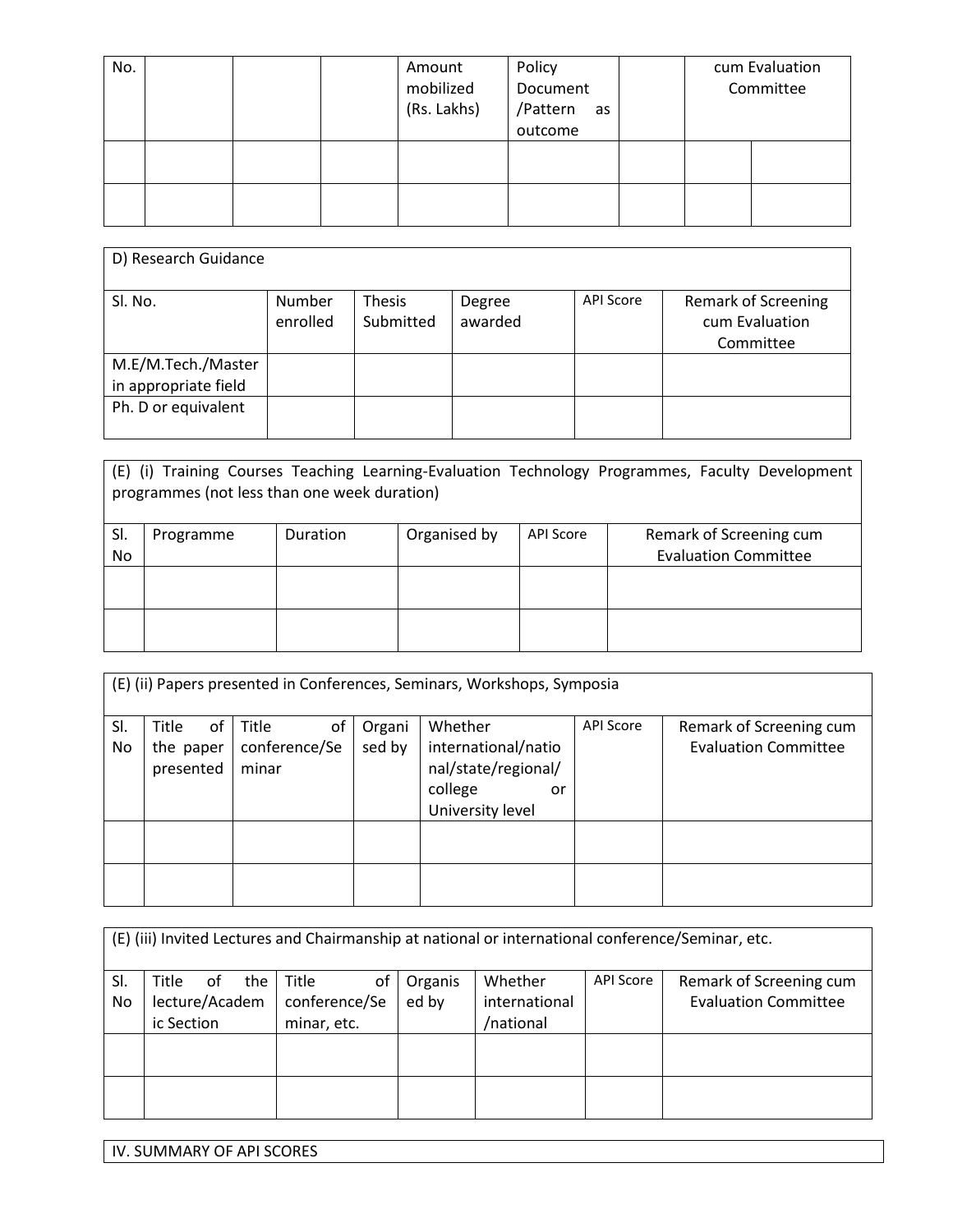| No. | | | | Amount mobilized (Rs. Lakhs) | Policy Document /Pattern as outcome | | cum Evaluation Committee | |
|---|---|---|---|---|---|---|---|---|
| | | | | | | | | |
| | | | | | | | | |

| D) Research Guidance | | | | | |
|---|---|---|---|---|---|
| Sl. No. | Number enrolled | Thesis Submitted | Degree awarded | API Score | Remark of Screening cum Evaluation Committee |
| M.E/M.Tech./Master in appropriate field | | | | | |
| Ph. D or equivalent | | | | | |

| (E) (i) Training Courses Teaching Learning-Evaluation Technology Programmes, Faculty Development programmes (not less than one week duration) | | | | | |
|---|---|---|---|---|---|
| Sl. No | Programme | Duration | Organised by | API Score | Remark of Screening cum Evaluation Committee |
| | | | | | |
| | | | | | |

| (E) (ii) Papers presented in Conferences, Seminars, Workshops, Symposia | | | | | | |
|---|---|---|---|---|---|---|
| Sl. No | Title of the paper presented | Title of conference/Seminar | Organised by | Whether international/national/state/regional/ college or University level | API Score | Remark of Screening cum Evaluation Committee |
| | | | | | | |
| | | | | | | |

| (E) (iii) Invited Lectures and Chairmanship at national or international conference/Seminar, etc. | | | | | | |
|---|---|---|---|---|---|---|
| Sl. No | Title of the lecture/Academic Section | Title of conference/Seminar, etc. | Organised by | Whether international /national | API Score | Remark of Screening cum Evaluation Committee |
| | | | | | | |
| | | | | | | |

IV. SUMMARY OF API SCORES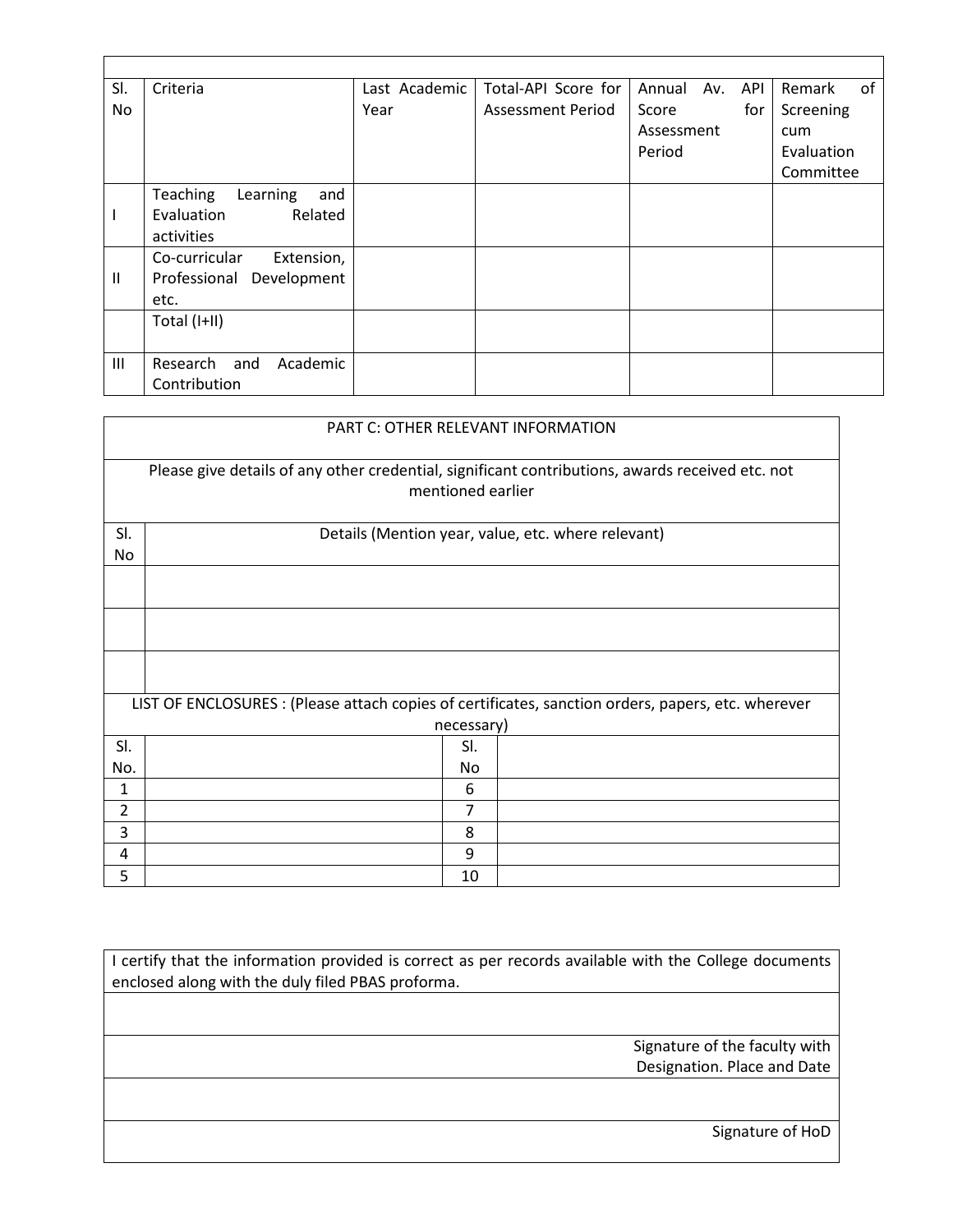| Sl. No | Criteria | Last Academic Year | Total-API Score for Assessment Period | Annual Av. API Score for Assessment Period | Remark of Screening cum Evaluation Committee |
|---|---|---|---|---|---|
| I | Teaching Learning and Evaluation Related activities | | | | |
| II | Co-curricular Extension, Professional Development etc. | | | | |
| | Total (I+II) | | | | |
| III | Research and Academic Contribution | | | | |

## PART C: OTHER RELEVANT INFORMATION

Please give details of any other credential, significant contributions, awards received etc. not mentioned earlier

| Sl. No | Details (Mention year, value, etc. where relevant) |
|---|---|
| | |
| | |
| | |

LIST OF ENCLOSURES : (Please attach copies of certificates, sanction orders, papers, etc. wherever necessary)

| Sl. No. | | Sl. No | |
|---|---|---|---|
| 1 | | 6 | |
| 2 | | 7 | |
| 3 | | 8 | |
| 4 | | 9 | |
| 5 | | 10 | |

I certify that the information provided is correct as per records available with the College documents enclosed along with the duly filed PBAS proforma.

Signature of the faculty with Designation. Place and Date

Signature of HoD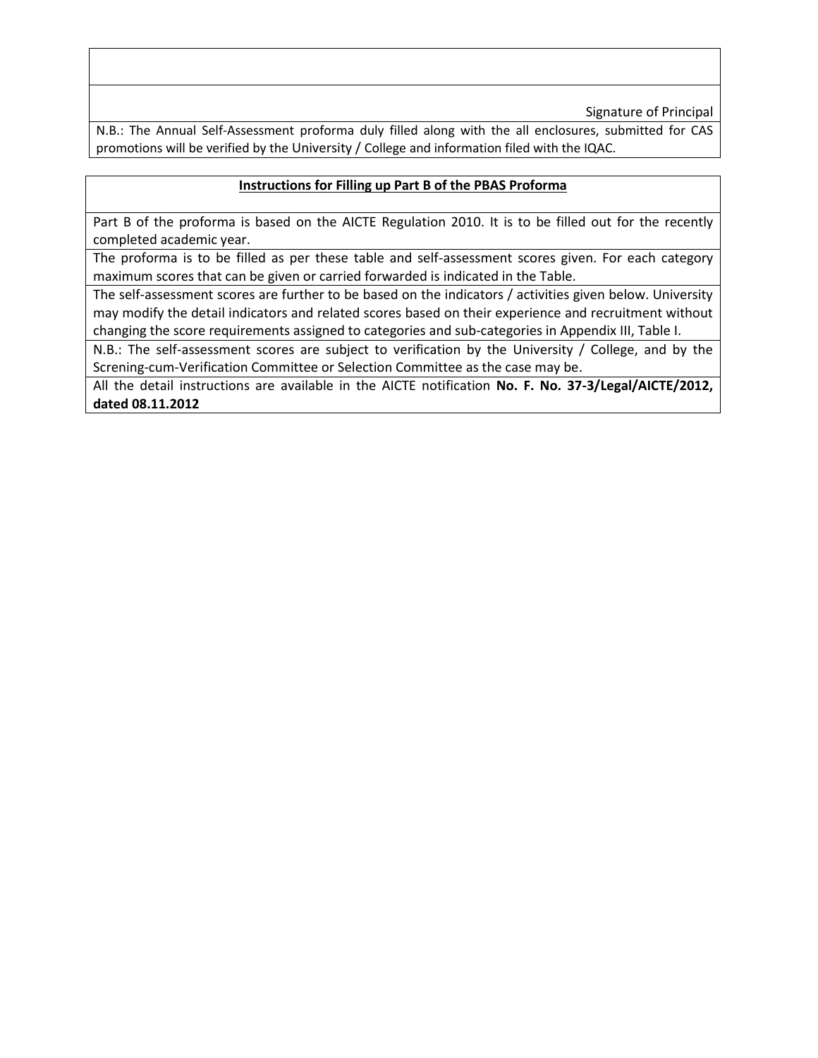| |
|---|
| |
| Signature of Principal |
| N.B.: The Annual Self-Assessment proforma duly filled along with the all enclosures, submitted for CAS promotions will be verified by the University / College and information filed with the IQAC. |

| **Instructions for Filling up Part B of the PBAS Proforma** |
|---|
| Part B of the proforma is based on the AICTE Regulation 2010. It is to be filled out for the recently completed academic year. |
| The proforma is to be filled as per these table and self-assessment scores given. For each category maximum scores that can be given or carried forwarded is indicated in the Table. |
| The self-assessment scores are further to be based on the indicators / activities given below. University may modify the detail indicators and related scores based on their experience and recruitment without changing the score requirements assigned to categories and sub-categories in Appendix III, Table I. |
| N.B.: The self-assessment scores are subject to verification by the University / College, and by the Screning-cum-Verification Committee or Selection Committee as the case may be. |
| All the detail instructions are available in the AICTE notification **No. F. No. 37-3/Legal/AICTE/2012, dated 08.11.2012** |